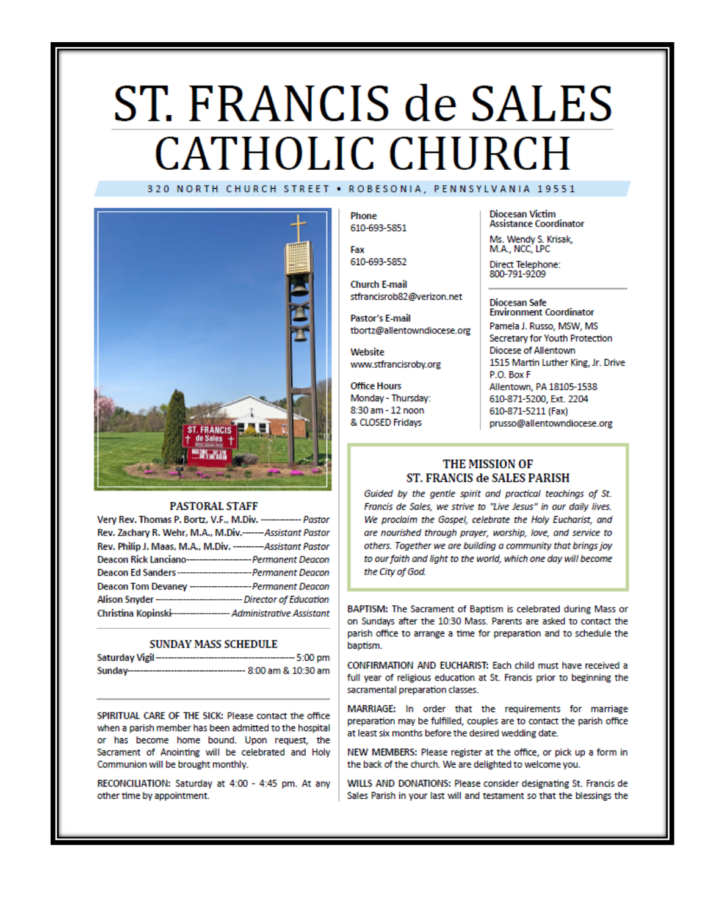# ST. FRANCIS de SALES CATHOLIC CHURCH

320 NORTH CHURCH STREET • ROBESONIA, PENNSYLVANIA 19551

## PASTORAL STAFF

Very Rev. Thomas P. Bortz, V.F., M.Div. ------------ *Pastor*
Rev. Zachary R. Wehr, M.A., M.Div.------*Assistant Pastor*
Rev. Philip J. Maas, M.A., M.Div. ---------*Assistant Pastor*
Deacon Rick Lanciano------------------*Permanent Deacon*
Deacon Ed Sanders--------------------*Permanent Deacon*
Deacon Tom Devaney -----------------*Permanent Deacon*
Alison Snyder ------------------------ *Director of Education*
Christina Kopinski---------------- *Administrative Assistant*

## SUNDAY MASS SCHEDULE

Saturday Vigil---------------------------------------- 5:00 pm
Sunday------------------------------------ 8:00 am & 10:30 am

SPIRITUAL CARE OF THE SICK: Please contact the office when a parish member has been admitted to the hospital or has become home bound. Upon request, the Sacrament of Anointing will be celebrated and Holy Communion will be brought monthly.

RECONCILIATION: Saturday at 4:00 - 4:45 pm. At any other time by appointment.

**Phone**
610-693-5851

**Fax**
610-693-5852

**Church E-mail**
stfrancisrob82@verizon.net

**Pastor's E-mail**
tbortz@allentowndiocese.org

**Website**
www.stfrancisroby.org

**Office Hours**
Monday - Thursday:
8:30 am - 12 noon
& CLOSED Fridays

**Diocesan Victim Assistance Coordinator**

Ms. Wendy S. Krisak, M.A., NCC, LPC

Direct Telephone:
800-791-9209

**Diocesan Safe Environment Coordinator**

Pamela J. Russo, MSW, MS
Secretary for Youth Protection
Diocese of Allentown
1515 Martin Luther King, Jr. Drive
P.O. Box F
Allentown, PA 18105-1538
610-871-5200, Ext. 2204
610-871-5211 (Fax)
prusso@allentowndiocese.org

## THE MISSION OF ST. FRANCIS de SALES PARISH

*Guided by the gentle spirit and practical teachings of St. Francis de Sales, we strive to "Live Jesus" in our daily lives. We proclaim the Gospel, celebrate the Holy Eucharist, and are nourished through prayer, worship, love, and service to others. Together we are building a community that brings joy to our faith and light to the world, which one day will become the City of God.*

BAPTISM: The Sacrament of Baptism is celebrated during Mass or on Sundays after the 10:30 Mass. Parents are asked to contact the parish office to arrange a time for preparation and to schedule the baptism.

CONFIRMATION AND EUCHARIST: Each child must have received a full year of religious education at St. Francis prior to beginning the sacramental preparation classes.

MARRIAGE: In order that the requirements for marriage preparation may be fulfilled, couples are to contact the parish office at least six months before the desired wedding date.

NEW MEMBERS: Please register at the office, or pick up a form in the back of the church. We are delighted to welcome you.

WILLS AND DONATIONS: Please consider designating St. Francis de Sales Parish in your last will and testament so that the blessings the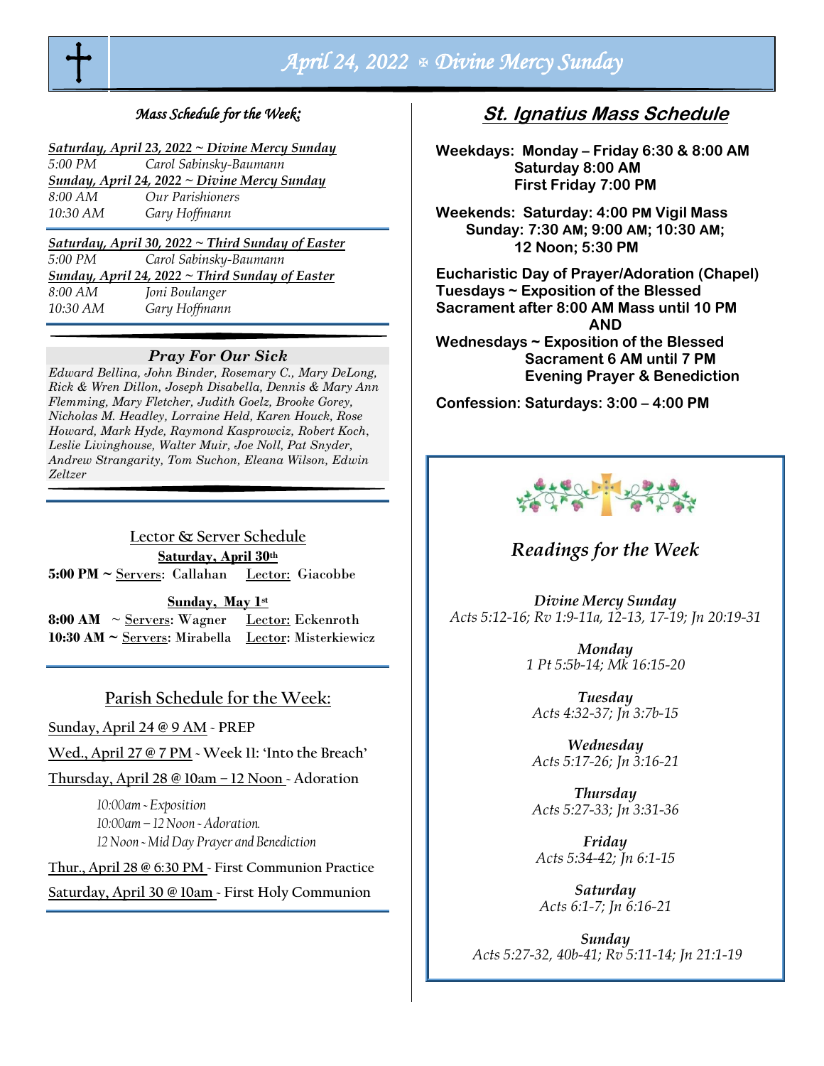# April 24, 2022 ✠ Divine Mercy Sunday

*Mass Schedule for the Week:*

***Saturday, April 23, 2022 ~ Divine Mercy Sunday***
*5:00 PM* *Carol Sabinsky-Baumann*
***Sunday, April 24, 2022 ~ Divine Mercy Sunday***
*8:00 AM* *Our Parishioners*
*10:30 AM* *Gary Hoffmann*

***Saturday, April 30, 2022 ~ Third Sunday of Easter***
*5:00 PM* *Carol Sabinsky-Baumann*
***Sunday, April 24, 2022 ~ Third Sunday of Easter***
*8:00 AM* *Joni Boulanger*
*10:30 AM* *Gary Hoffmann*

***Pray For Our Sick***

*Edward Bellina, John Binder, Rosemary C., Mary DeLong, Rick & Wren Dillon, Joseph Disabella, Dennis & Mary Ann Flemming, Mary Fletcher, Judith Goelz, Brooke Gorey, Nicholas M. Headley, Lorraine Held, Karen Houck, Rose Howard, Mark Hyde, Raymond Kasprowciz, Robert Koch, Leslie Livinghouse, Walter Muir, Joe Noll, Pat Snyder, Andrew Strangarity, Tom Suchon, Eleana Wilson, Edwin Zeltzer*

## Lector & Server Schedule

**Saturday, April 30th**
**5:00 PM ~** Servers: Callahan   Lector: Giacobbe

**Sunday, May 1st**
**8:00 AM** ~ Servers: Wagner   Lector: Eckenroth
**10:30 AM ~** Servers: Mirabella   Lector: Misterkiewicz

## Parish Schedule for the Week:

Sunday, April 24 @ 9 AM - PREP

Wed., April 27 @ 7 PM - Week 11: 'Into the Breach'

Thursday, April 28 @ 10am – 12 Noon - Adoration

*10:00am - Exposition*
*10:00am – 12 Noon - Adoration.*
*12 Noon - Mid Day Prayer and Benediction*

Thur., April 28 @ 6:30 PM - First Communion Practice

Saturday, April 30 @ 10am - First Holy Communion

## St. Ignatius Mass Schedule

**Weekdays: Monday – Friday 6:30 & 8:00 AM**
**Saturday 8:00 AM**
**First Friday 7:00 PM**

**Weekends: Saturday: 4:00 PM Vigil Mass**
**Sunday: 7:30 AM; 9:00 AM; 10:30 AM; 12 Noon; 5:30 PM**

**Eucharistic Day of Prayer/Adoration (Chapel)**
**Tuesdays ~ Exposition of the Blessed Sacrament after 8:00 AM Mass until 10 PM**
**AND**
**Wednesdays ~ Exposition of the Blessed Sacrament 6 AM until 7 PM Evening Prayer & Benediction**

**Confession: Saturdays: 3:00 – 4:00 PM**

## *Readings for the Week*

***Divine Mercy Sunday***
*Acts 5:12-16; Rv 1:9-11a, 12-13, 17-19; Jn 20:19-31*

***Monday***
*1 Pt 5:5b-14; Mk 16:15-20*

***Tuesday***
*Acts 4:32-37; Jn 3:7b-15*

***Wednesday***
*Acts 5:17-26; Jn 3:16-21*

***Thursday***
*Acts 5:27-33; Jn 3:31-36*

***Friday***
*Acts 5:34-42; Jn 6:1-15*

***Saturday***
*Acts 6:1-7; Jn 6:16-21*

***Sunday***
*Acts 5:27-32, 40b-41; Rv 5:11-14; Jn 21:1-19*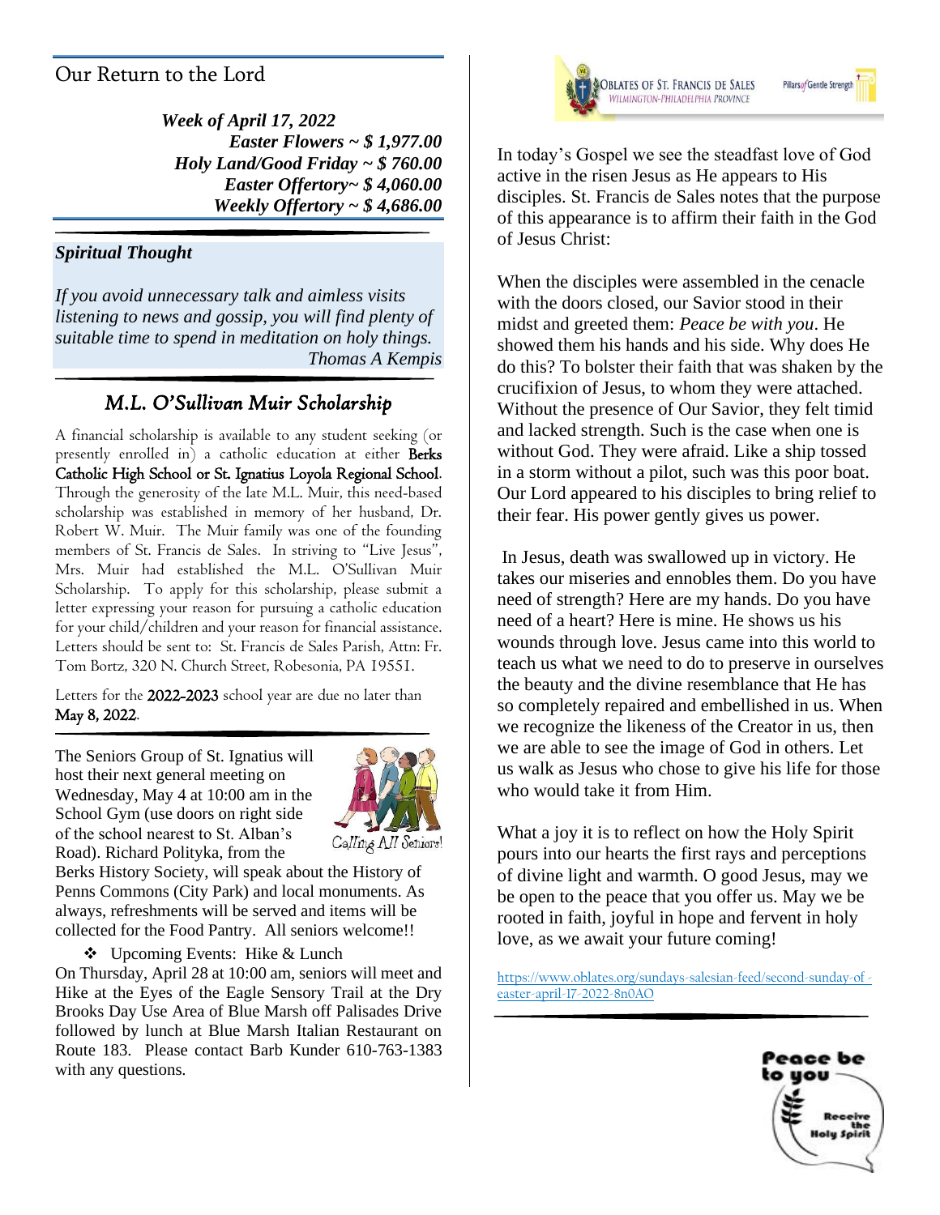## Our Return to the Lord

***Week of April 17, 2022***
***Easter Flowers ~ $ 1,977.00***
***Holy Land/Good Friday ~ $ 760.00***
***Easter Offertory~ $ 4,060.00***
***Weekly Offertory ~ $ 4,686.00***

### *Spiritual Thought*

*If you avoid unnecessary talk and aimless visits listening to news and gossip, you will find plenty of suitable time to spend in meditation on holy things.*
*Thomas A Kempis*

## *M.L. O'Sullivan Muir Scholarship*

A financial scholarship is available to any student seeking (or presently enrolled in) a catholic education at either **Berks Catholic High School or St. Ignatius Loyola Regional School**. Through the generosity of the late M.L. Muir, this need-based scholarship was established in memory of her husband, Dr. Robert W. Muir. The Muir family was one of the founding members of St. Francis de Sales. In striving to "Live Jesus", Mrs. Muir had established the M.L. O'Sullivan Muir Scholarship. To apply for this scholarship, please submit a letter expressing your reason for pursuing a catholic education for your child/children and your reason for financial assistance. Letters should be sent to: St. Francis de Sales Parish, Attn: Fr. Tom Bortz, 320 N. Church Street, Robesonia, PA 19551.

Letters for the **2022-2023** school year are due no later than **May 8, 2022**.

The Seniors Group of St. Ignatius will host their next general meeting on Wednesday, May 4 at 10:00 am in the School Gym (use doors on right side of the school nearest to St. Alban's Road). Richard Polityka, from the Berks History Society, will speak about the History of Penns Commons (City Park) and local monuments. As always, refreshments will be served and items will be collected for the Food Pantry. All seniors welcome!!

Calling All Seniors!

- Upcoming Events: Hike & Lunch

On Thursday, April 28 at 10:00 am, seniors will meet and Hike at the Eyes of the Eagle Sensory Trail at the Dry Brooks Day Use Area of Blue Marsh off Palisades Drive followed by lunch at Blue Marsh Italian Restaurant on Route 183. Please contact Barb Kunder 610-763-1383 with any questions.

OBLATES OF ST. FRANCIS DE SALES
WILMINGTON-PHILADELPHIA PROVINCE

Pillars of Gentle Strength

In today's Gospel we see the steadfast love of God active in the risen Jesus as He appears to His disciples. St. Francis de Sales notes that the purpose of this appearance is to affirm their faith in the God of Jesus Christ:

When the disciples were assembled in the cenacle with the doors closed, our Savior stood in their midst and greeted them: *Peace be with you*. He showed them his hands and his side. Why does He do this? To bolster their faith that was shaken by the crucifixion of Jesus, to whom they were attached. Without the presence of Our Savior, they felt timid and lacked strength. Such is the case when one is without God. They were afraid. Like a ship tossed in a storm without a pilot, such was this poor boat. Our Lord appeared to his disciples to bring relief to their fear. His power gently gives us power.

In Jesus, death was swallowed up in victory. He takes our miseries and ennobles them. Do you have need of strength? Here are my hands. Do you have need of a heart? Here is mine. He shows us his wounds through love. Jesus came into this world to teach us what we need to do to preserve in ourselves the beauty and the divine resemblance that He has so completely repaired and embellished in us. When we recognize the likeness of the Creator in us, then we are able to see the image of God in others. Let us walk as Jesus who chose to give his life for those who would take it from Him.

What a joy it is to reflect on how the Holy Spirit pours into our hearts the first rays and perceptions of divine light and warmth. O good Jesus, may we be open to the peace that you offer us. May we be rooted in faith, joyful in hope and fervent in holy love, as we await your future coming!

https://www.oblates.org/sundays-salesian-feed/second-sunday-of-easter-april-17-2022-8n0AO

Peace be to you

Receive the Holy Spirit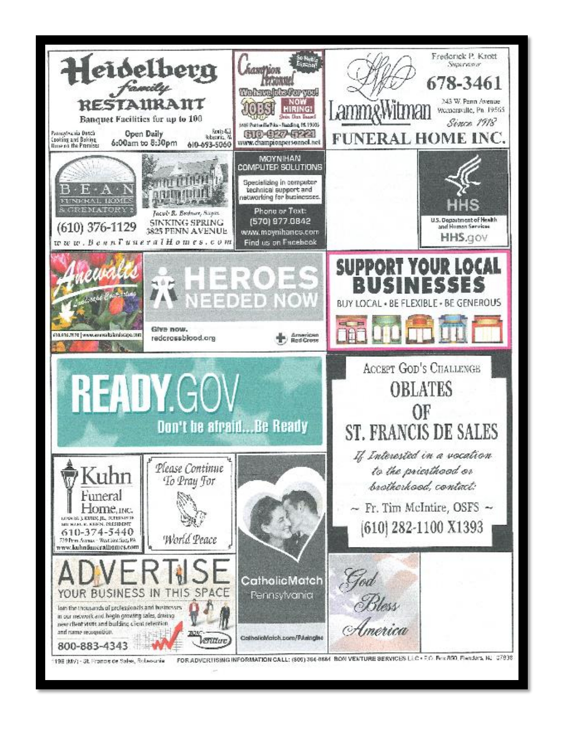**Heidelberg** *Family* **RESTAURANT**

Banquet Facilities for up to 100

Pennsylvania Dutch Cooking and Baking Done on the Premises

Open Daily 6:00am to 8:30pm

Route 422 Robesonia, PA

610-693-5060

**Champion Personnel**

Se Habla Español!

We have jobs for you!

JOBS! NOW HIRING! Join Our Team!

1601 Pottsville Pike • Reading, PA 19605

610-927-5221

www.championpersonnel.net

Frederick P. Krott Supervisor

678-3461

243 W. Penn Avenue Wernersville, Pa 19565

Lamm & Witman

Since 1918

**FUNERAL HOME INC.**

B·E·A·N FUNERAL HOMES & CREMATORY

(610) 376-1129

Jacob R. Bednar, Supv.

SINKING SPRING 3825 PENN AVENUE

www.BeanFuneralHomes.com

MOYNIHAN COMPUTER SOLUTIONS

Specializing in computer technical support and networking for businesses.

Phone or Text: (570) 977.0842

www.moynihancs.com

Find us on Facebook

HHS

U.S. Department of Health and Human Services

HHS.gov

Anewalts Landscape Contracting

610.678.7030 | www.anewaltslandscape.com

**HEROES NEEDED NOW**

Give now. redcrossblood.org

American Red Cross

**SUPPORT YOUR LOCAL BUSINESSES**

BUY LOCAL • BE FLEXIBLE • BE GENEROUS

**READY.GOV**

Don't be afraid...Be Ready

ACCEPT GOD'S CHALLENGE

**OBLATES OF ST. FRANCIS DE SALES**

*If Interested in a vocation to the priesthood or brotherhood, contact:*

~ Fr. Tim McIntire, OSFS ~

(610) 282-1100 X1393

Kuhn Funeral Home, Inc.

Edward J. Kuhn, Jr., Supervisor

Michael K. Kuhn, President

610-374-5440

739 Penn Avenue · West Reading, PA

www.kuhnfuneralhomes.com

*Please Continue To Pray For World Peace*

CatholicMatch Pennsylvania

CatholicMatch.com/PAsingles

*God Bless America*

**ADVERTISE** YOUR BUSINESS IN THIS SPACE

Join the thousands of professionals and businesses in our network and begin growing sales, driving new client visits and building client retention and name recognition.

800-883-4343

Bon Venture

1195 (MV) - St. Francis de Sales, Robesonia    FOR ADVERTISING INFORMATION CALL: (800) 364-0884 BON VENTURE SERVICES LLC • P.O. Box 850, Flanders, NJ 07836